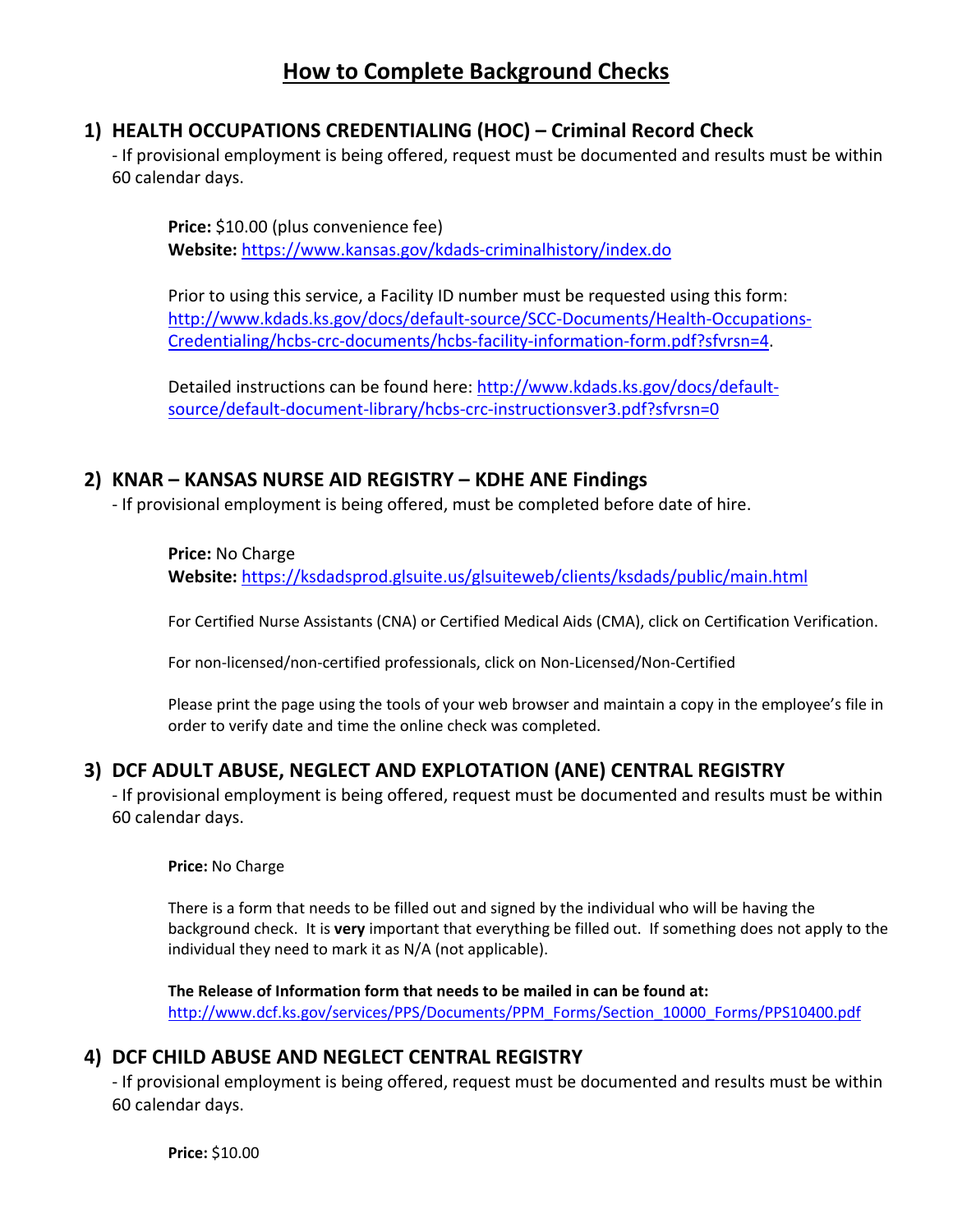# How to Complete Background Checks

## 1) HEALTH OCCUPATIONS CREDENTIALING (HOC) – Criminal Record Check

- If provisional employment is being offered, request must be documented and results must be within 60 calendar days.

**Price:** $10.00 (plus convenience fee)
**Website:** https://www.kansas.gov/kdads-criminalhistory/index.do

Prior to using this service, a Facility ID number must be requested using this form: http://www.kdads.ks.gov/docs/default-source/SCC-Documents/Health-Occupations-Credentialing/hcbs-crc-documents/hcbs-facility-information-form.pdf?sfvrsn=4.

Detailed instructions can be found here: http://www.kdads.ks.gov/docs/default-source/default-document-library/hcbs-crc-instructionsver3.pdf?sfvrsn=0

## 2) KNAR – KANSAS NURSE AID REGISTRY – KDHE ANE Findings

- If provisional employment is being offered, must be completed before date of hire.

**Price:** No Charge
**Website:** https://ksdadsprod.glsuite.us/glsuiteweb/clients/ksdads/public/main.html

For Certified Nurse Assistants (CNA) or Certified Medical Aids (CMA), click on Certification Verification.

For non-licensed/non-certified professionals, click on Non-Licensed/Non-Certified

Please print the page using the tools of your web browser and maintain a copy in the employee's file in order to verify date and time the online check was completed.

## 3) DCF ADULT ABUSE, NEGLECT AND EXPLOTATION (ANE) CENTRAL REGISTRY

- If provisional employment is being offered, request must be documented and results must be within 60 calendar days.

**Price:** No Charge

There is a form that needs to be filled out and signed by the individual who will be having the background check. It is **very** important that everything be filled out. If something does not apply to the individual they need to mark it as N/A (not applicable).

**The Release of Information form that needs to be mailed in can be found at:**
http://www.dcf.ks.gov/services/PPS/Documents/PPM_Forms/Section_10000_Forms/PPS10400.pdf

## 4) DCF CHILD ABUSE AND NEGLECT CENTRAL REGISTRY

- If provisional employment is being offered, request must be documented and results must be within 60 calendar days.

**Price:** $10.00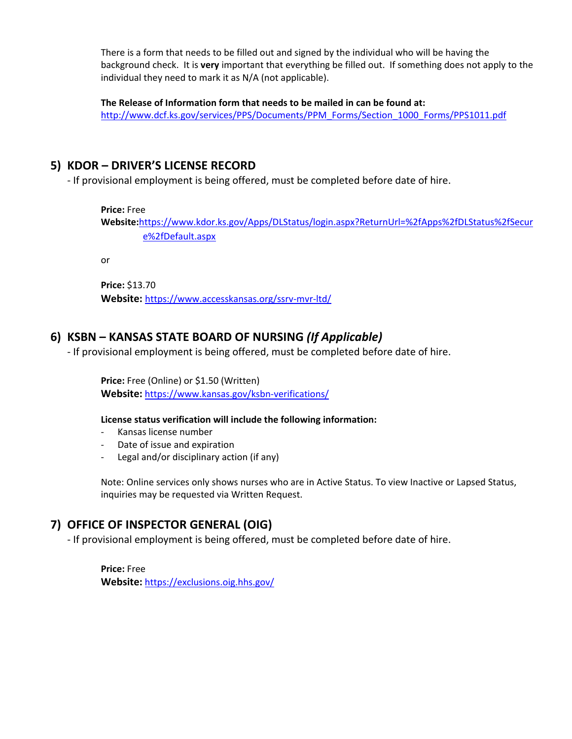There is a form that needs to be filled out and signed by the individual who will be having the background check. It is **very** important that everything be filled out. If something does not apply to the individual they need to mark it as N/A (not applicable).

**The Release of Information form that needs to be mailed in can be found at:**
http://www.dcf.ks.gov/services/PPS/Documents/PPM_Forms/Section_1000_Forms/PPS1011.pdf

## 5) KDOR – DRIVER'S LICENSE RECORD

- If provisional employment is being offered, must be completed before date of hire.

**Price:** Free
**Website:** https://www.kdor.ks.gov/Apps/DLStatus/login.aspx?ReturnUrl=%2fApps%2fDLStatus%2fSecure%2fDefault.aspx

or

**Price:** $13.70
**Website:** https://www.accesskansas.org/ssrv-mvr-ltd/

## 6) KSBN – KANSAS STATE BOARD OF NURSING *(If Applicable)*

- If provisional employment is being offered, must be completed before date of hire.

**Price:** Free (Online) or $1.50 (Written)
**Website:** https://www.kansas.gov/ksbn-verifications/

**License status verification will include the following information:**

- Kansas license number
- Date of issue and expiration
- Legal and/or disciplinary action (if any)

Note: Online services only shows nurses who are in Active Status. To view Inactive or Lapsed Status, inquiries may be requested via Written Request.

## 7) OFFICE OF INSPECTOR GENERAL (OIG)

- If provisional employment is being offered, must be completed before date of hire.

**Price:** Free
**Website:** https://exclusions.oig.hhs.gov/